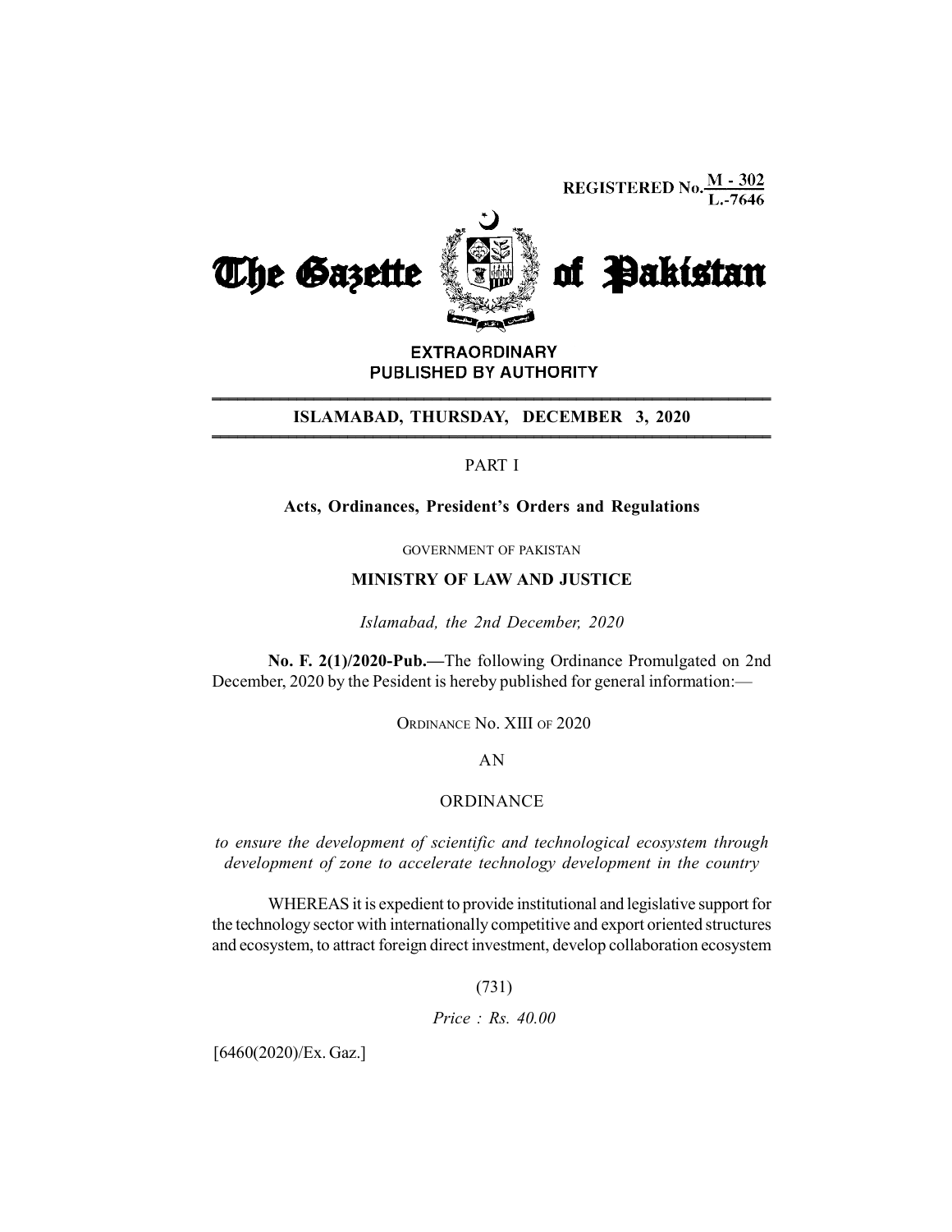REGISTERED No. M - 302 / L.-7646

# The Gazette of Pakistan

**EXTRAORDINARY**
**PUBLISHED BY AUTHORITY**

**ISLAMABAD, THURSDAY, DECEMBER 3, 2020**

PART I

**Acts, Ordinances, President's Orders and Regulations**

GOVERNMENT OF PAKISTAN

**MINISTRY OF LAW AND JUSTICE**

*Islamabad, the 2nd December, 2020*

**No. F. 2(1)/2020-Pub.—**The following Ordinance Promulgated on 2nd December, 2020 by the Pesident is hereby published for general information:—

ORDINANCE No. XIII OF 2020

AN

ORDINANCE

*to ensure the development of scientific and technological ecosystem through development of zone to accelerate technology development in the country*

WHEREAS it is expedient to provide institutional and legislative support for the technology sector with internationally competitive and export oriented structures and ecosystem, to attract foreign direct investment, develop collaboration ecosystem

(731)

*Price : Rs. 40.00*

[6460(2020)/Ex. Gaz.]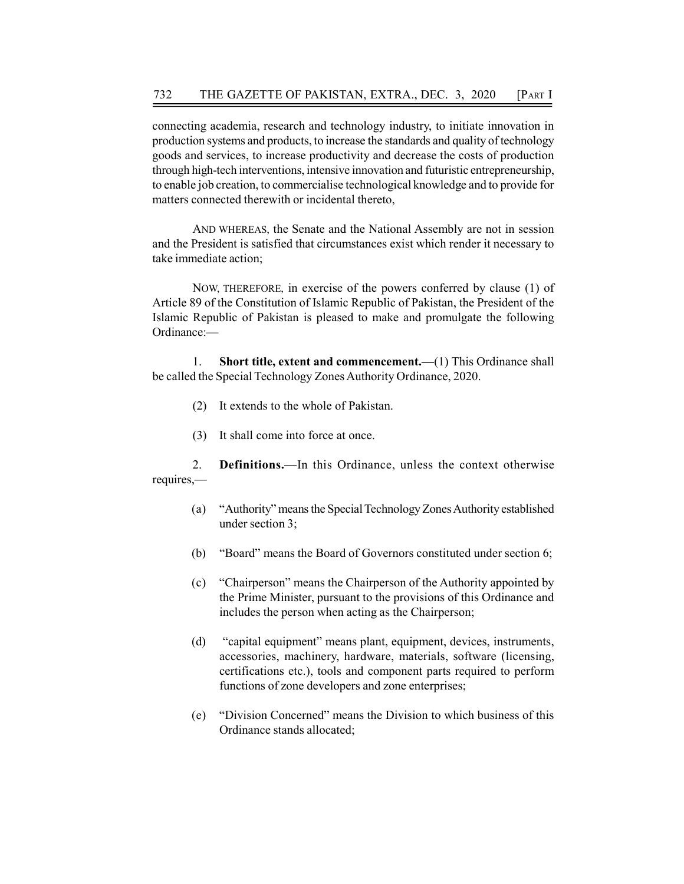connecting academia, research and technology industry, to initiate innovation in production systems and products, to increase the standards and quality of technology goods and services, to increase productivity and decrease the costs of production through high-tech interventions, intensive innovation and futuristic entrepreneurship, to enable job creation, to commercialise technological knowledge and to provide for matters connected therewith or incidental thereto,

AND WHEREAS, the Senate and the National Assembly are not in session and the President is satisfied that circumstances exist which render it necessary to take immediate action;

NOW, THEREFORE, in exercise of the powers conferred by clause (1) of Article 89 of the Constitution of Islamic Republic of Pakistan, the President of the Islamic Republic of Pakistan is pleased to make and promulgate the following Ordinance:—

1. **Short title, extent and commencement.—**(1) This Ordinance shall be called the Special Technology Zones Authority Ordinance, 2020.

(2) It extends to the whole of Pakistan.

(3) It shall come into force at once.

2. **Definitions.—**In this Ordinance, unless the context otherwise requires,—

(a) "Authority" means the Special Technology Zones Authority established under section 3;

(b) "Board" means the Board of Governors constituted under section 6;

(c) "Chairperson" means the Chairperson of the Authority appointed by the Prime Minister, pursuant to the provisions of this Ordinance and includes the person when acting as the Chairperson;

(d) "capital equipment" means plant, equipment, devices, instruments, accessories, machinery, hardware, materials, software (licensing, certifications etc.), tools and component parts required to perform functions of zone developers and zone enterprises;

(e) "Division Concerned" means the Division to which business of this Ordinance stands allocated;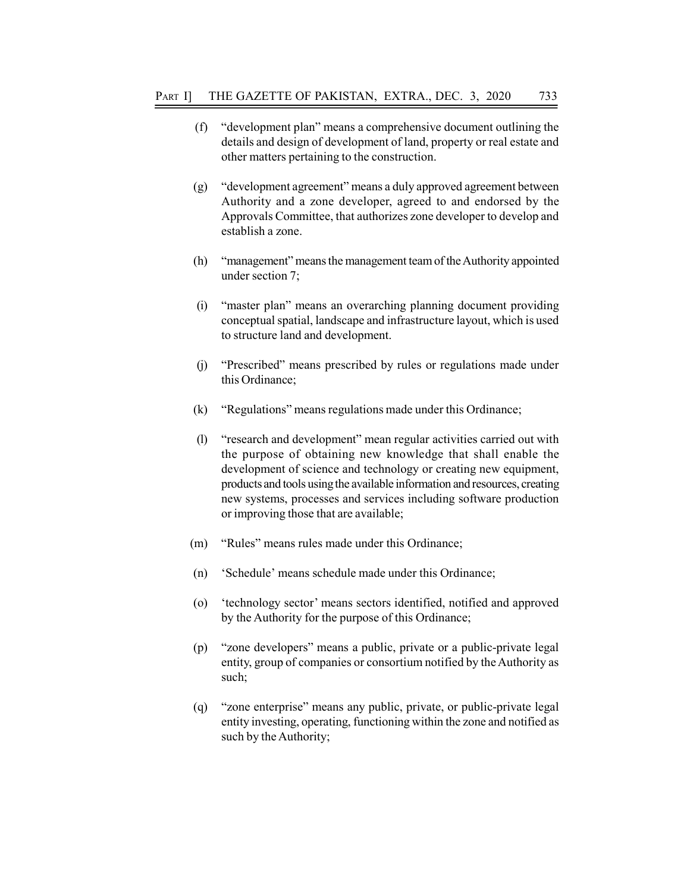(f) "development plan" means a comprehensive document outlining the details and design of development of land, property or real estate and other matters pertaining to the construction.

(g) "development agreement" means a duly approved agreement between Authority and a zone developer, agreed to and endorsed by the Approvals Committee, that authorizes zone developer to develop and establish a zone.

(h) "management" means the management team of the Authority appointed under section 7;

(i) "master plan" means an overarching planning document providing conceptual spatial, landscape and infrastructure layout, which is used to structure land and development.

(j) "Prescribed" means prescribed by rules or regulations made under this Ordinance;

(k) "Regulations" means regulations made under this Ordinance;

(l) "research and development" mean regular activities carried out with the purpose of obtaining new knowledge that shall enable the development of science and technology or creating new equipment, products and tools using the available information and resources, creating new systems, processes and services including software production or improving those that are available;

(m) "Rules" means rules made under this Ordinance;

(n) 'Schedule' means schedule made under this Ordinance;

(o) 'technology sector' means sectors identified, notified and approved by the Authority for the purpose of this Ordinance;

(p) "zone developers" means a public, private or a public-private legal entity, group of companies or consortium notified by the Authority as such;

(q) "zone enterprise" means any public, private, or public-private legal entity investing, operating, functioning within the zone and notified as such by the Authority;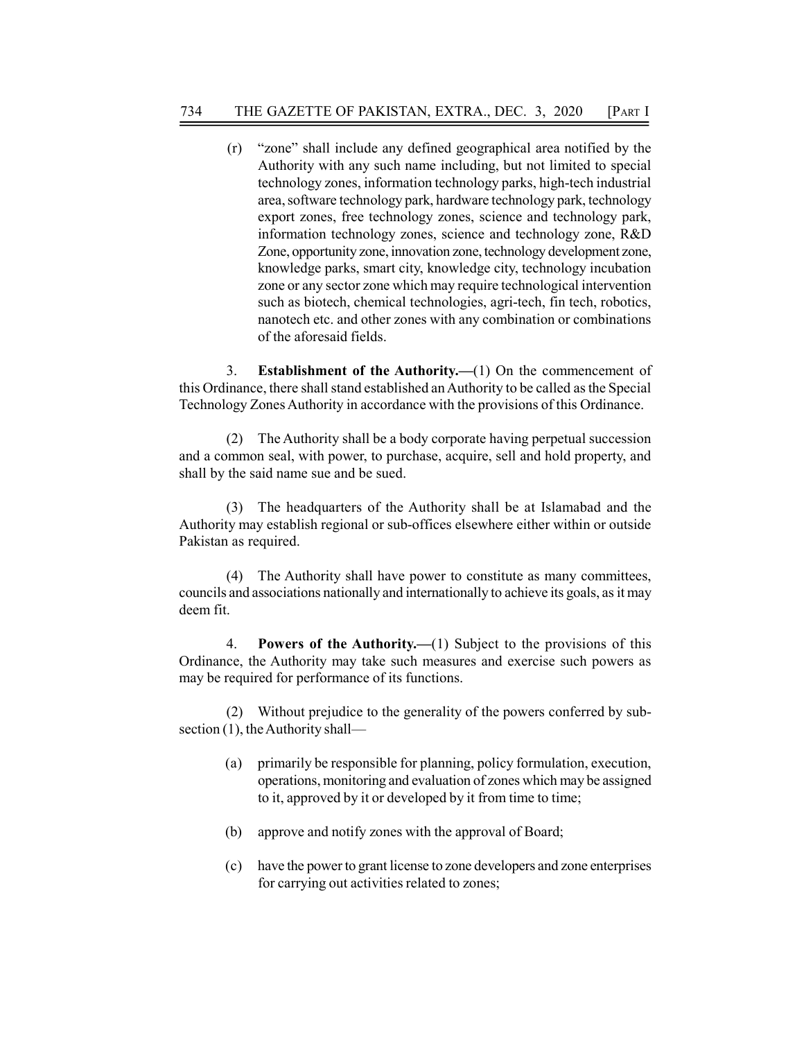(r) "zone" shall include any defined geographical area notified by the Authority with any such name including, but not limited to special technology zones, information technology parks, high-tech industrial area, software technology park, hardware technology park, technology export zones, free technology zones, science and technology park, information technology zones, science and technology zone, R&D Zone, opportunity zone, innovation zone, technology development zone, knowledge parks, smart city, knowledge city, technology incubation zone or any sector zone which may require technological intervention such as biotech, chemical technologies, agri-tech, fin tech, robotics, nanotech etc. and other zones with any combination or combinations of the aforesaid fields.

3. **Establishment of the Authority.—**(1) On the commencement of this Ordinance, there shall stand established an Authority to be called as the Special Technology Zones Authority in accordance with the provisions of this Ordinance.

(2) The Authority shall be a body corporate having perpetual succession and a common seal, with power, to purchase, acquire, sell and hold property, and shall by the said name sue and be sued.

(3) The headquarters of the Authority shall be at Islamabad and the Authority may establish regional or sub-offices elsewhere either within or outside Pakistan as required.

(4) The Authority shall have power to constitute as many committees, councils and associations nationally and internationally to achieve its goals, as it may deem fit.

4. **Powers of the Authority.—**(1) Subject to the provisions of this Ordinance, the Authority may take such measures and exercise such powers as may be required for performance of its functions.

(2) Without prejudice to the generality of the powers conferred by sub-section (1), the Authority shall—

(a) primarily be responsible for planning, policy formulation, execution, operations, monitoring and evaluation of zones which may be assigned to it, approved by it or developed by it from time to time;

(b) approve and notify zones with the approval of Board;

(c) have the power to grant license to zone developers and zone enterprises for carrying out activities related to zones;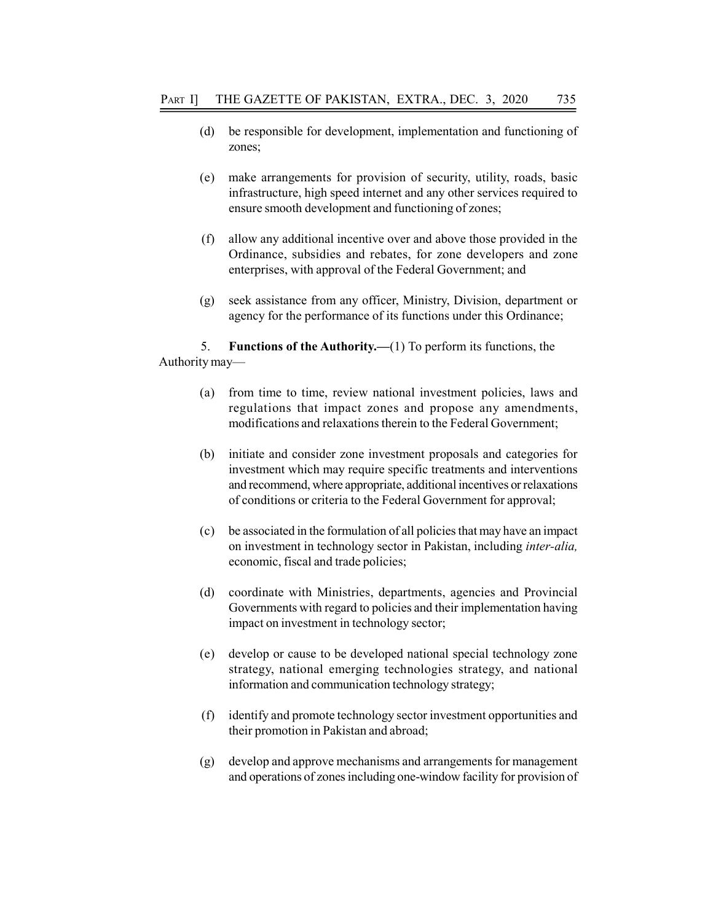(d) be responsible for development, implementation and functioning of zones;

(e) make arrangements for provision of security, utility, roads, basic infrastructure, high speed internet and any other services required to ensure smooth development and functioning of zones;

(f) allow any additional incentive over and above those provided in the Ordinance, subsidies and rebates, for zone developers and zone enterprises, with approval of the Federal Government; and

(g) seek assistance from any officer, Ministry, Division, department or agency for the performance of its functions under this Ordinance;

5. **Functions of the Authority.—**(1) To perform its functions, the Authority may—

(a) from time to time, review national investment policies, laws and regulations that impact zones and propose any amendments, modifications and relaxations therein to the Federal Government;

(b) initiate and consider zone investment proposals and categories for investment which may require specific treatments and interventions and recommend, where appropriate, additional incentives or relaxations of conditions or criteria to the Federal Government for approval;

(c) be associated in the formulation of all policies that may have an impact on investment in technology sector in Pakistan, including *inter-alia,* economic, fiscal and trade policies;

(d) coordinate with Ministries, departments, agencies and Provincial Governments with regard to policies and their implementation having impact on investment in technology sector;

(e) develop or cause to be developed national special technology zone strategy, national emerging technologies strategy, and national information and communication technology strategy;

(f) identify and promote technology sector investment opportunities and their promotion in Pakistan and abroad;

(g) develop and approve mechanisms and arrangements for management and operations of zones including one-window facility for provision of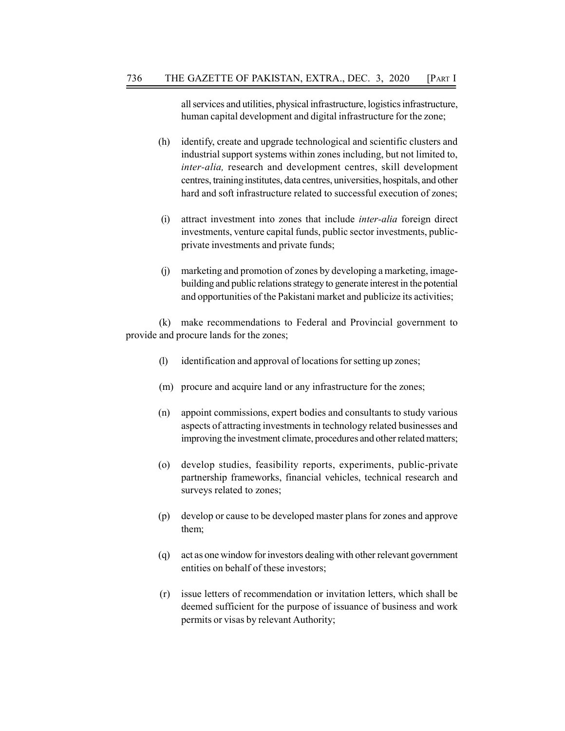all services and utilities, physical infrastructure, logistics infrastructure, human capital development and digital infrastructure for the zone;

(h) identify, create and upgrade technological and scientific clusters and industrial support systems within zones including, but not limited to, *inter-alia,* research and development centres, skill development centres, training institutes, data centres, universities, hospitals, and other hard and soft infrastructure related to successful execution of zones;

(i) attract investment into zones that include *inter-alia* foreign direct investments, venture capital funds, public sector investments, public-private investments and private funds;

(j) marketing and promotion of zones by developing a marketing, image-building and public relations strategy to generate interest in the potential and opportunities of the Pakistani market and publicize its activities;

(k) make recommendations to Federal and Provincial government to provide and procure lands for the zones;

(l) identification and approval of locations for setting up zones;

(m) procure and acquire land or any infrastructure for the zones;

(n) appoint commissions, expert bodies and consultants to study various aspects of attracting investments in technology related businesses and improving the investment climate, procedures and other related matters;

(o) develop studies, feasibility reports, experiments, public-private partnership frameworks, financial vehicles, technical research and surveys related to zones;

(p) develop or cause to be developed master plans for zones and approve them;

(q) act as one window for investors dealing with other relevant government entities on behalf of these investors;

(r) issue letters of recommendation or invitation letters, which shall be deemed sufficient for the purpose of issuance of business and work permits or visas by relevant Authority;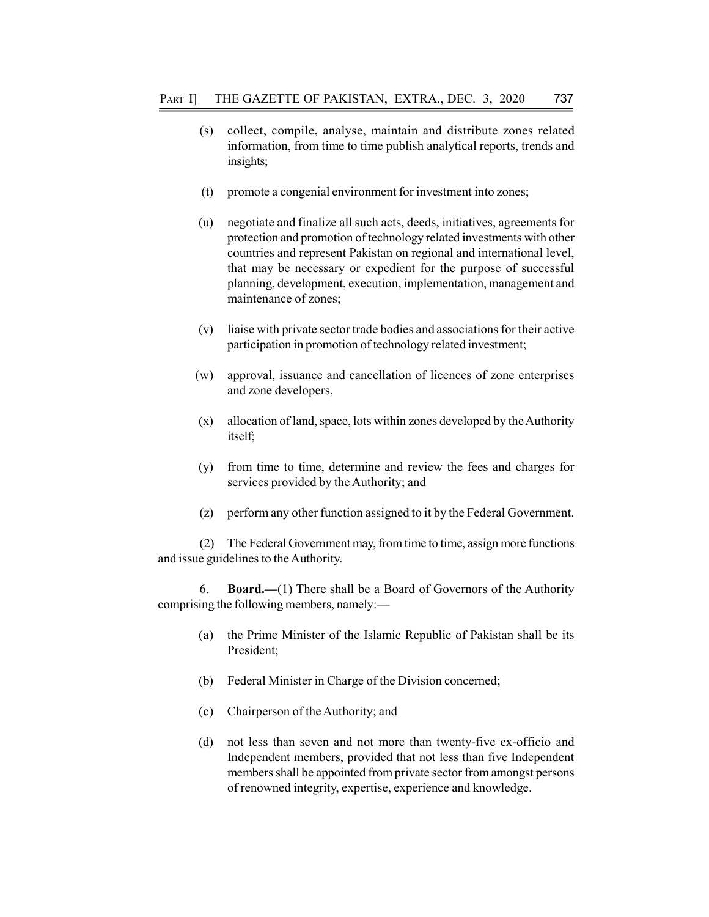(s) collect, compile, analyse, maintain and distribute zones related information, from time to time publish analytical reports, trends and insights;

(t) promote a congenial environment for investment into zones;

(u) negotiate and finalize all such acts, deeds, initiatives, agreements for protection and promotion of technology related investments with other countries and represent Pakistan on regional and international level, that may be necessary or expedient for the purpose of successful planning, development, execution, implementation, management and maintenance of zones;

(v) liaise with private sector trade bodies and associations for their active participation in promotion of technology related investment;

(w) approval, issuance and cancellation of licences of zone enterprises and zone developers,

(x) allocation of land, space, lots within zones developed by the Authority itself;

(y) from time to time, determine and review the fees and charges for services provided by the Authority; and

(z) perform any other function assigned to it by the Federal Government.

(2) The Federal Government may, from time to time, assign more functions and issue guidelines to the Authority.

6. **Board.—**(1) There shall be a Board of Governors of the Authority comprising the following members, namely:—

(a) the Prime Minister of the Islamic Republic of Pakistan shall be its President;

(b) Federal Minister in Charge of the Division concerned;

(c) Chairperson of the Authority; and

(d) not less than seven and not more than twenty-five ex-officio and Independent members, provided that not less than five Independent members shall be appointed from private sector from amongst persons of renowned integrity, expertise, experience and knowledge.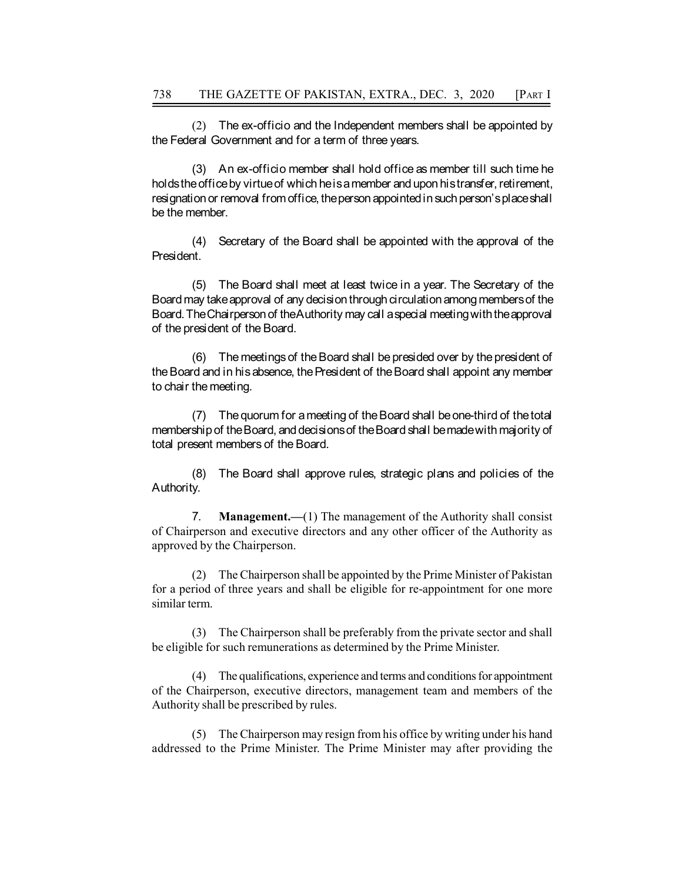(2) The ex-officio and the Independent members shall be appointed by the Federal Government and for a term of three years.

(3) An ex-officio member shall hold office as member till such time he holds the office by virtue of which he is a member and upon his transfer, retirement, resignation or removal from office, the person appointed in such person's place shall be the member.

(4) Secretary of the Board shall be appointed with the approval of the President.

(5) The Board shall meet at least twice in a year. The Secretary of the Board may take approval of any decision through circulation among members of the Board. The Chairperson of the Authority may call a special meeting with the approval of the president of the Board.

(6) The meetings of the Board shall be presided over by the president of the Board and in his absence, the President of the Board shall appoint any member to chair the meeting.

(7) The quorum for a meeting of the Board shall be one-third of the total membership of the Board, and decisions of the Board shall be made with majority of total present members of the Board.

(8) The Board shall approve rules, strategic plans and policies of the Authority.

7. **Management.**—(1) The management of the Authority shall consist of Chairperson and executive directors and any other officer of the Authority as approved by the Chairperson.

(2) The Chairperson shall be appointed by the Prime Minister of Pakistan for a period of three years and shall be eligible for re-appointment for one more similar term.

(3) The Chairperson shall be preferably from the private sector and shall be eligible for such remunerations as determined by the Prime Minister.

(4) The qualifications, experience and terms and conditions for appointment of the Chairperson, executive directors, management team and members of the Authority shall be prescribed by rules.

(5) The Chairperson may resign from his office by writing under his hand addressed to the Prime Minister. The Prime Minister may after providing the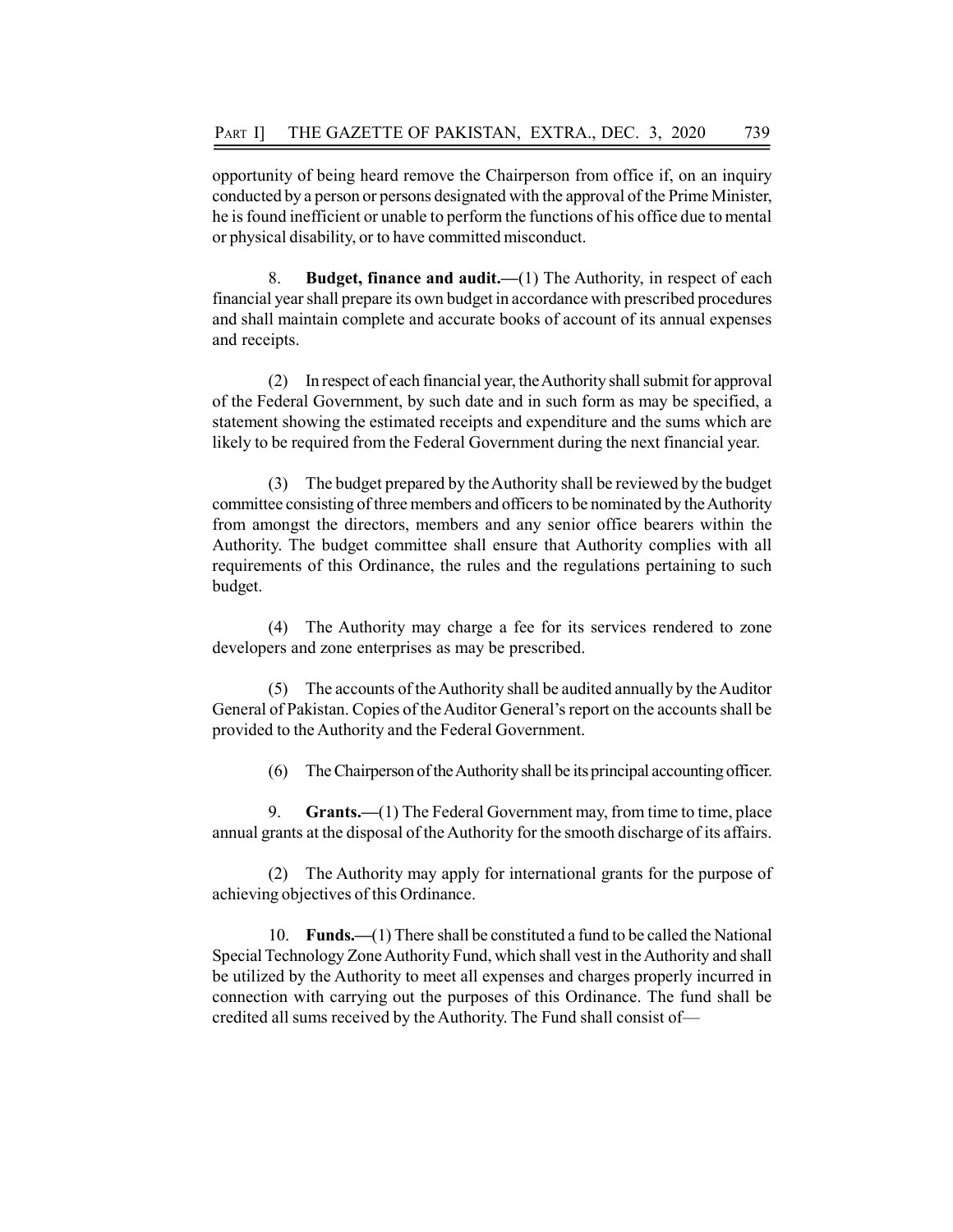opportunity of being heard remove the Chairperson from office if, on an inquiry conducted by a person or persons designated with the approval of the Prime Minister, he is found inefficient or unable to perform the functions of his office due to mental or physical disability, or to have committed misconduct.

8. **Budget, finance and audit.—**(1) The Authority, in respect of each financial year shall prepare its own budget in accordance with prescribed procedures and shall maintain complete and accurate books of account of its annual expenses and receipts.

(2) In respect of each financial year, the Authority shall submit for approval of the Federal Government, by such date and in such form as may be specified, a statement showing the estimated receipts and expenditure and the sums which are likely to be required from the Federal Government during the next financial year.

(3) The budget prepared by the Authority shall be reviewed by the budget committee consisting of three members and officers to be nominated by the Authority from amongst the directors, members and any senior office bearers within the Authority. The budget committee shall ensure that Authority complies with all requirements of this Ordinance, the rules and the regulations pertaining to such budget.

(4) The Authority may charge a fee for its services rendered to zone developers and zone enterprises as may be prescribed.

(5) The accounts of the Authority shall be audited annually by the Auditor General of Pakistan. Copies of the Auditor General's report on the accounts shall be provided to the Authority and the Federal Government.

(6) The Chairperson of the Authority shall be its principal accounting officer.

9. **Grants.—**(1) The Federal Government may, from time to time, place annual grants at the disposal of the Authority for the smooth discharge of its affairs.

(2) The Authority may apply for international grants for the purpose of achieving objectives of this Ordinance.

10. **Funds.—**(1) There shall be constituted a fund to be called the National Special Technology Zone Authority Fund, which shall vest in the Authority and shall be utilized by the Authority to meet all expenses and charges properly incurred in connection with carrying out the purposes of this Ordinance. The fund shall be credited all sums received by the Authority. The Fund shall consist of—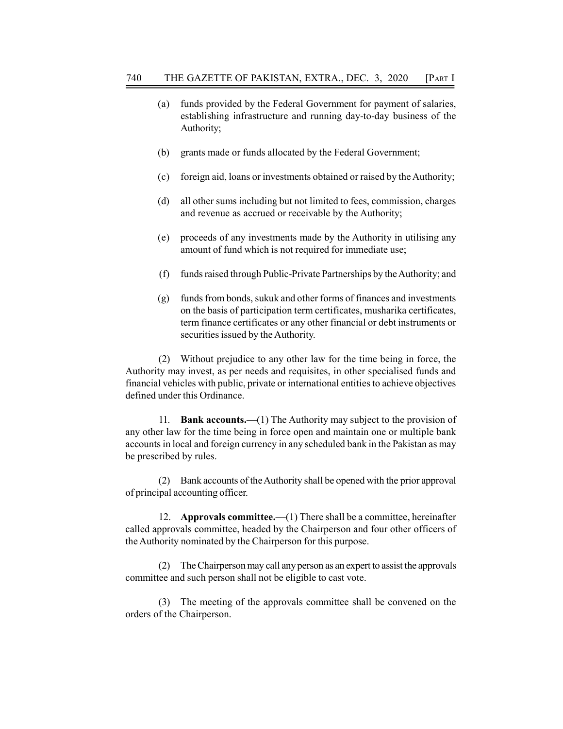(a) funds provided by the Federal Government for payment of salaries, establishing infrastructure and running day-to-day business of the Authority;

(b) grants made or funds allocated by the Federal Government;

(c) foreign aid, loans or investments obtained or raised by the Authority;

(d) all other sums including but not limited to fees, commission, charges and revenue as accrued or receivable by the Authority;

(e) proceeds of any investments made by the Authority in utilising any amount of fund which is not required for immediate use;

(f) funds raised through Public-Private Partnerships by the Authority; and

(g) funds from bonds, sukuk and other forms of finances and investments on the basis of participation term certificates, musharika certificates, term finance certificates or any other financial or debt instruments or securities issued by the Authority.

(2) Without prejudice to any other law for the time being in force, the Authority may invest, as per needs and requisites, in other specialised funds and financial vehicles with public, private or international entities to achieve objectives defined under this Ordinance.

11. **Bank accounts.—**(1) The Authority may subject to the provision of any other law for the time being in force open and maintain one or multiple bank accounts in local and foreign currency in any scheduled bank in the Pakistan as may be prescribed by rules.

(2) Bank accounts of the Authority shall be opened with the prior approval of principal accounting officer.

12. **Approvals committee.—**(1) There shall be a committee, hereinafter called approvals committee, headed by the Chairperson and four other officers of the Authority nominated by the Chairperson for this purpose.

(2) The Chairperson may call any person as an expert to assist the approvals committee and such person shall not be eligible to cast vote.

(3) The meeting of the approvals committee shall be convened on the orders of the Chairperson.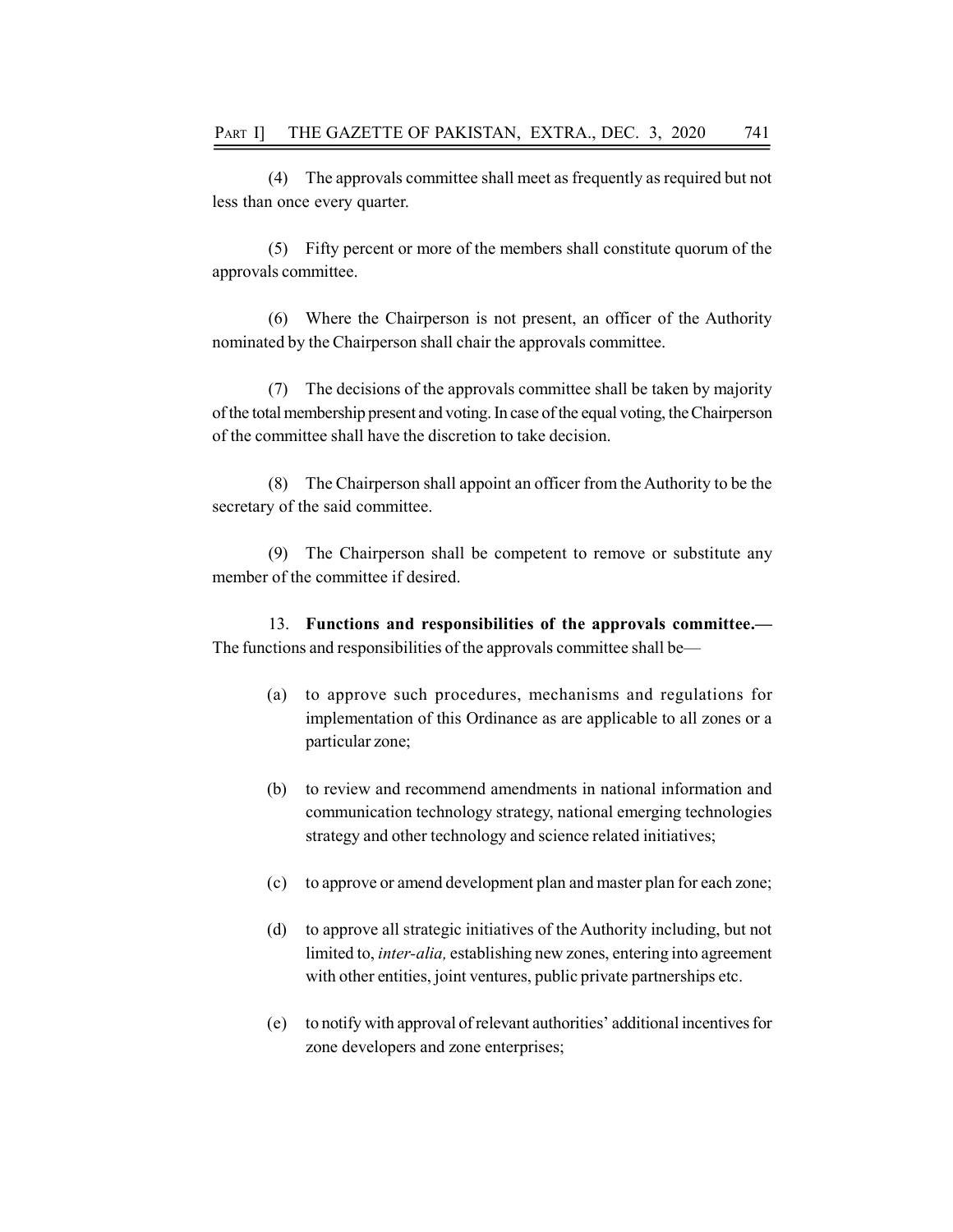(4) The approvals committee shall meet as frequently as required but not less than once every quarter.

(5) Fifty percent or more of the members shall constitute quorum of the approvals committee.

(6) Where the Chairperson is not present, an officer of the Authority nominated by the Chairperson shall chair the approvals committee.

(7) The decisions of the approvals committee shall be taken by majority of the total membership present and voting. In case of the equal voting, the Chairperson of the committee shall have the discretion to take decision.

(8) The Chairperson shall appoint an officer from the Authority to be the secretary of the said committee.

(9) The Chairperson shall be competent to remove or substitute any member of the committee if desired.

13. **Functions and responsibilities of the approvals committee.—** The functions and responsibilities of the approvals committee shall be—

(a) to approve such procedures, mechanisms and regulations for implementation of this Ordinance as are applicable to all zones or a particular zone;

(b) to review and recommend amendments in national information and communication technology strategy, national emerging technologies strategy and other technology and science related initiatives;

(c) to approve or amend development plan and master plan for each zone;

(d) to approve all strategic initiatives of the Authority including, but not limited to, *inter-alia,* establishing new zones, entering into agreement with other entities, joint ventures, public private partnerships etc.

(e) to notify with approval of relevant authorities' additional incentives for zone developers and zone enterprises;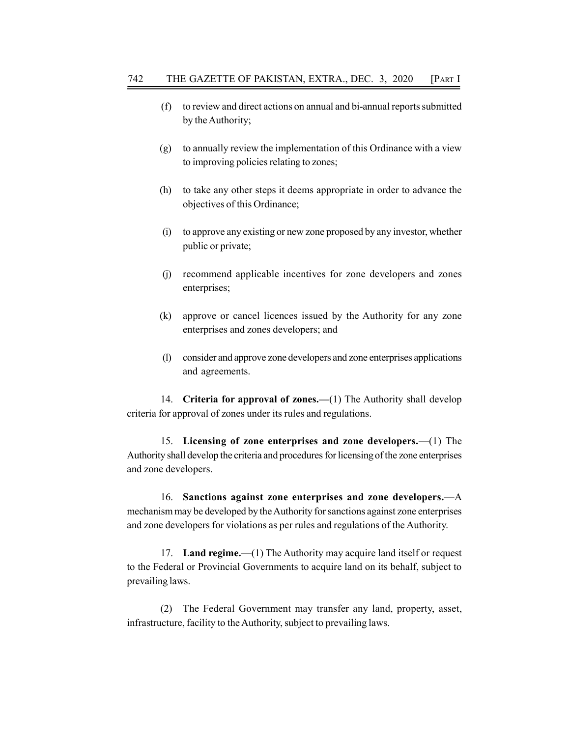(f) to review and direct actions on annual and bi-annual reports submitted by the Authority;

(g) to annually review the implementation of this Ordinance with a view to improving policies relating to zones;

(h) to take any other steps it deems appropriate in order to advance the objectives of this Ordinance;

(i) to approve any existing or new zone proposed by any investor, whether public or private;

(j) recommend applicable incentives for zone developers and zones enterprises;

(k) approve or cancel licences issued by the Authority for any zone enterprises and zones developers; and

(l) consider and approve zone developers and zone enterprises applications and agreements.

14. **Criteria for approval of zones.—**(1) The Authority shall develop criteria for approval of zones under its rules and regulations.

15. **Licensing of zone enterprises and zone developers.—**(1) The Authority shall develop the criteria and procedures for licensing of the zone enterprises and zone developers.

16. **Sanctions against zone enterprises and zone developers.—**A mechanism may be developed by the Authority for sanctions against zone enterprises and zone developers for violations as per rules and regulations of the Authority.

17. **Land regime.—**(1) The Authority may acquire land itself or request to the Federal or Provincial Governments to acquire land on its behalf, subject to prevailing laws.

(2) The Federal Government may transfer any land, property, asset, infrastructure, facility to the Authority, subject to prevailing laws.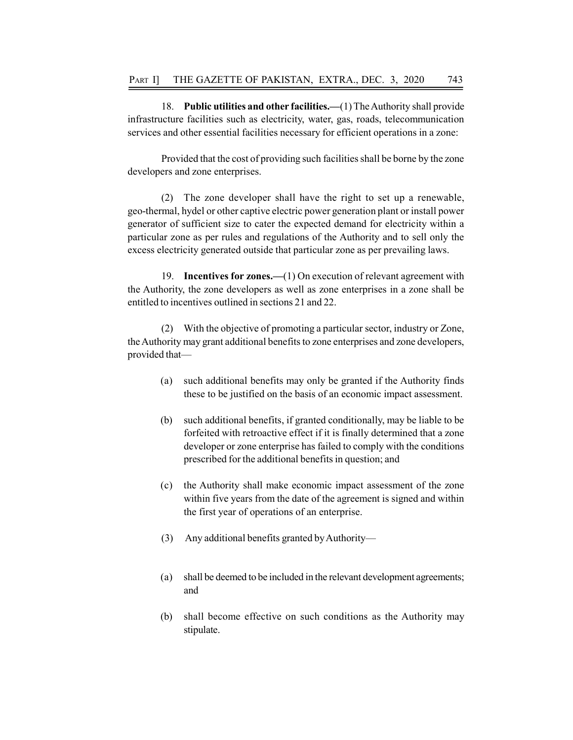18. **Public utilities and other facilities.—**(1) The Authority shall provide infrastructure facilities such as electricity, water, gas, roads, telecommunication services and other essential facilities necessary for efficient operations in a zone:

Provided that the cost of providing such facilities shall be borne by the zone developers and zone enterprises.

(2) The zone developer shall have the right to set up a renewable, geo-thermal, hydel or other captive electric power generation plant or install power generator of sufficient size to cater the expected demand for electricity within a particular zone as per rules and regulations of the Authority and to sell only the excess electricity generated outside that particular zone as per prevailing laws.

19. **Incentives for zones.—**(1) On execution of relevant agreement with the Authority, the zone developers as well as zone enterprises in a zone shall be entitled to incentives outlined in sections 21 and 22.

(2) With the objective of promoting a particular sector, industry or Zone, the Authority may grant additional benefits to zone enterprises and zone developers, provided that—

(a) such additional benefits may only be granted if the Authority finds these to be justified on the basis of an economic impact assessment.

(b) such additional benefits, if granted conditionally, may be liable to be forfeited with retroactive effect if it is finally determined that a zone developer or zone enterprise has failed to comply with the conditions prescribed for the additional benefits in question; and

(c) the Authority shall make economic impact assessment of the zone within five years from the date of the agreement is signed and within the first year of operations of an enterprise.

(3) Any additional benefits granted by Authority—

(a) shall be deemed to be included in the relevant development agreements; and

(b) shall become effective on such conditions as the Authority may stipulate.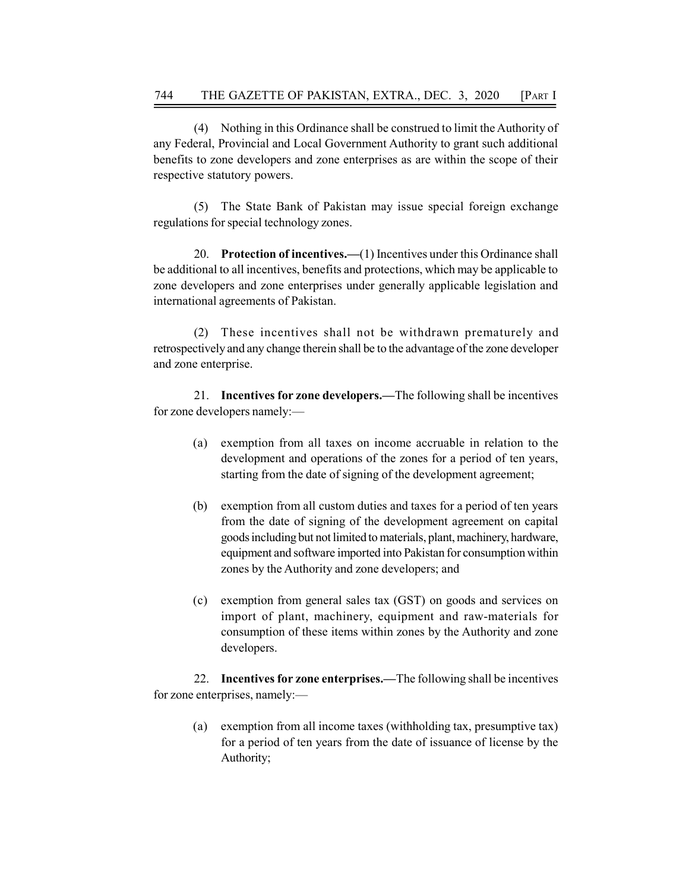(4) Nothing in this Ordinance shall be construed to limit the Authority of any Federal, Provincial and Local Government Authority to grant such additional benefits to zone developers and zone enterprises as are within the scope of their respective statutory powers.

(5) The State Bank of Pakistan may issue special foreign exchange regulations for special technology zones.

20. **Protection of incentives.—**(1) Incentives under this Ordinance shall be additional to all incentives, benefits and protections, which may be applicable to zone developers and zone enterprises under generally applicable legislation and international agreements of Pakistan.

(2) These incentives shall not be withdrawn prematurely and retrospectively and any change therein shall be to the advantage of the zone developer and zone enterprise.

21. **Incentives for zone developers.—**The following shall be incentives for zone developers namely:—

(a) exemption from all taxes on income accruable in relation to the development and operations of the zones for a period of ten years, starting from the date of signing of the development agreement;

(b) exemption from all custom duties and taxes for a period of ten years from the date of signing of the development agreement on capital goods including but not limited to materials, plant, machinery, hardware, equipment and software imported into Pakistan for consumption within zones by the Authority and zone developers; and

(c) exemption from general sales tax (GST) on goods and services on import of plant, machinery, equipment and raw-materials for consumption of these items within zones by the Authority and zone developers.

22. **Incentives for zone enterprises.—**The following shall be incentives for zone enterprises, namely:—

(a) exemption from all income taxes (withholding tax, presumptive tax) for a period of ten years from the date of issuance of license by the Authority;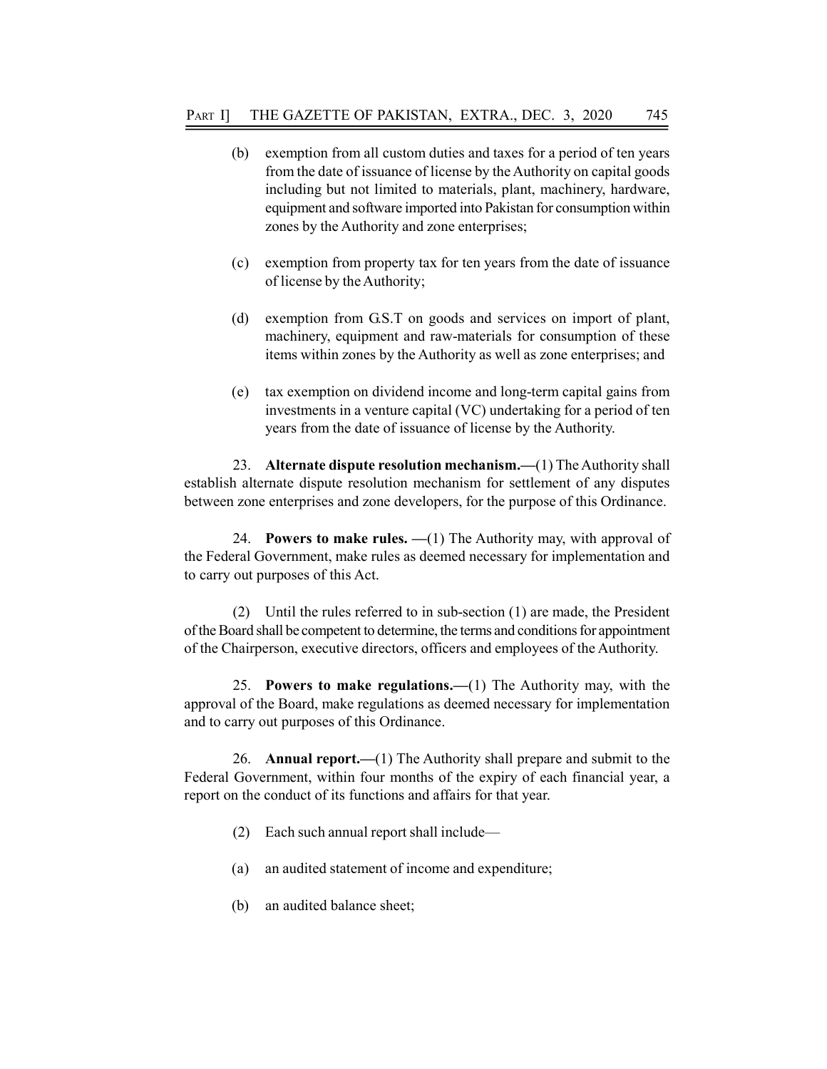(b) exemption from all custom duties and taxes for a period of ten years from the date of issuance of license by the Authority on capital goods including but not limited to materials, plant, machinery, hardware, equipment and software imported into Pakistan for consumption within zones by the Authority and zone enterprises;

(c) exemption from property tax for ten years from the date of issuance of license by the Authority;

(d) exemption from G.S.T on goods and services on import of plant, machinery, equipment and raw-materials for consumption of these items within zones by the Authority as well as zone enterprises; and

(e) tax exemption on dividend income and long-term capital gains from investments in a venture capital (VC) undertaking for a period of ten years from the date of issuance of license by the Authority.

23. **Alternate dispute resolution mechanism.—**(1) The Authority shall establish alternate dispute resolution mechanism for settlement of any disputes between zone enterprises and zone developers, for the purpose of this Ordinance.

24. **Powers to make rules. —**(1) The Authority may, with approval of the Federal Government, make rules as deemed necessary for implementation and to carry out purposes of this Act.

(2) Until the rules referred to in sub-section (1) are made, the President of the Board shall be competent to determine, the terms and conditions for appointment of the Chairperson, executive directors, officers and employees of the Authority.

25. **Powers to make regulations.—**(1) The Authority may, with the approval of the Board, make regulations as deemed necessary for implementation and to carry out purposes of this Ordinance.

26. **Annual report.—**(1) The Authority shall prepare and submit to the Federal Government, within four months of the expiry of each financial year, a report on the conduct of its functions and affairs for that year.

(2) Each such annual report shall include—

(a) an audited statement of income and expenditure;

(b) an audited balance sheet;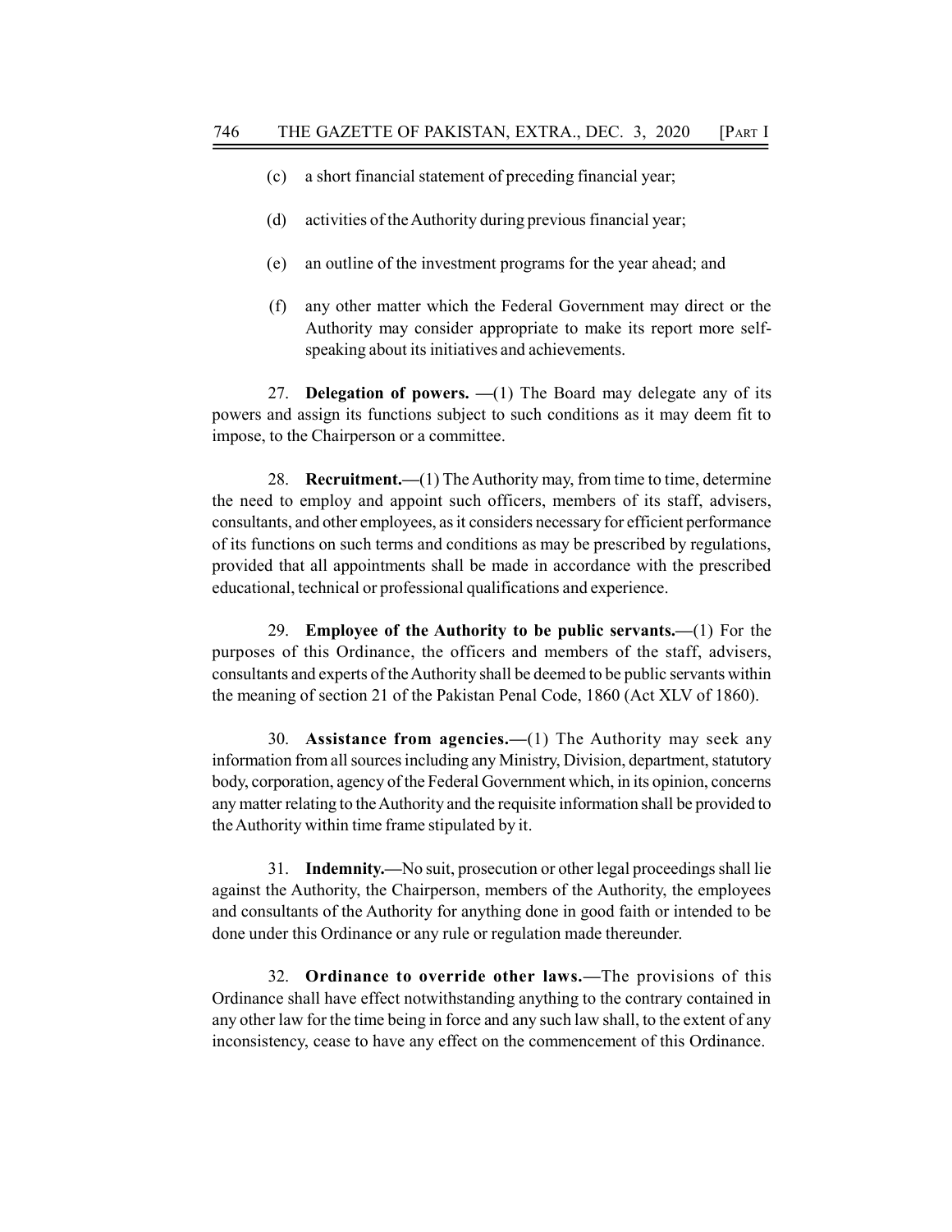(c) a short financial statement of preceding financial year;

(d) activities of the Authority during previous financial year;

(e) an outline of the investment programs for the year ahead; and

(f) any other matter which the Federal Government may direct or the Authority may consider appropriate to make its report more self-speaking about its initiatives and achievements.

27. **Delegation of powers.** —(1) The Board may delegate any of its powers and assign its functions subject to such conditions as it may deem fit to impose, to the Chairperson or a committee.

28. **Recruitment.**—(1) The Authority may, from time to time, determine the need to employ and appoint such officers, members of its staff, advisers, consultants, and other employees, as it considers necessary for efficient performance of its functions on such terms and conditions as may be prescribed by regulations, provided that all appointments shall be made in accordance with the prescribed educational, technical or professional qualifications and experience.

29. **Employee of the Authority to be public servants.**—(1) For the purposes of this Ordinance, the officers and members of the staff, advisers, consultants and experts of the Authority shall be deemed to be public servants within the meaning of section 21 of the Pakistan Penal Code, 1860 (Act XLV of 1860).

30. **Assistance from agencies.**—(1) The Authority may seek any information from all sources including any Ministry, Division, department, statutory body, corporation, agency of the Federal Government which, in its opinion, concerns any matter relating to the Authority and the requisite information shall be provided to the Authority within time frame stipulated by it.

31. **Indemnity.**—No suit, prosecution or other legal proceedings shall lie against the Authority, the Chairperson, members of the Authority, the employees and consultants of the Authority for anything done in good faith or intended to be done under this Ordinance or any rule or regulation made thereunder.

32. **Ordinance to override other laws.**—The provisions of this Ordinance shall have effect notwithstanding anything to the contrary contained in any other law for the time being in force and any such law shall, to the extent of any inconsistency, cease to have any effect on the commencement of this Ordinance.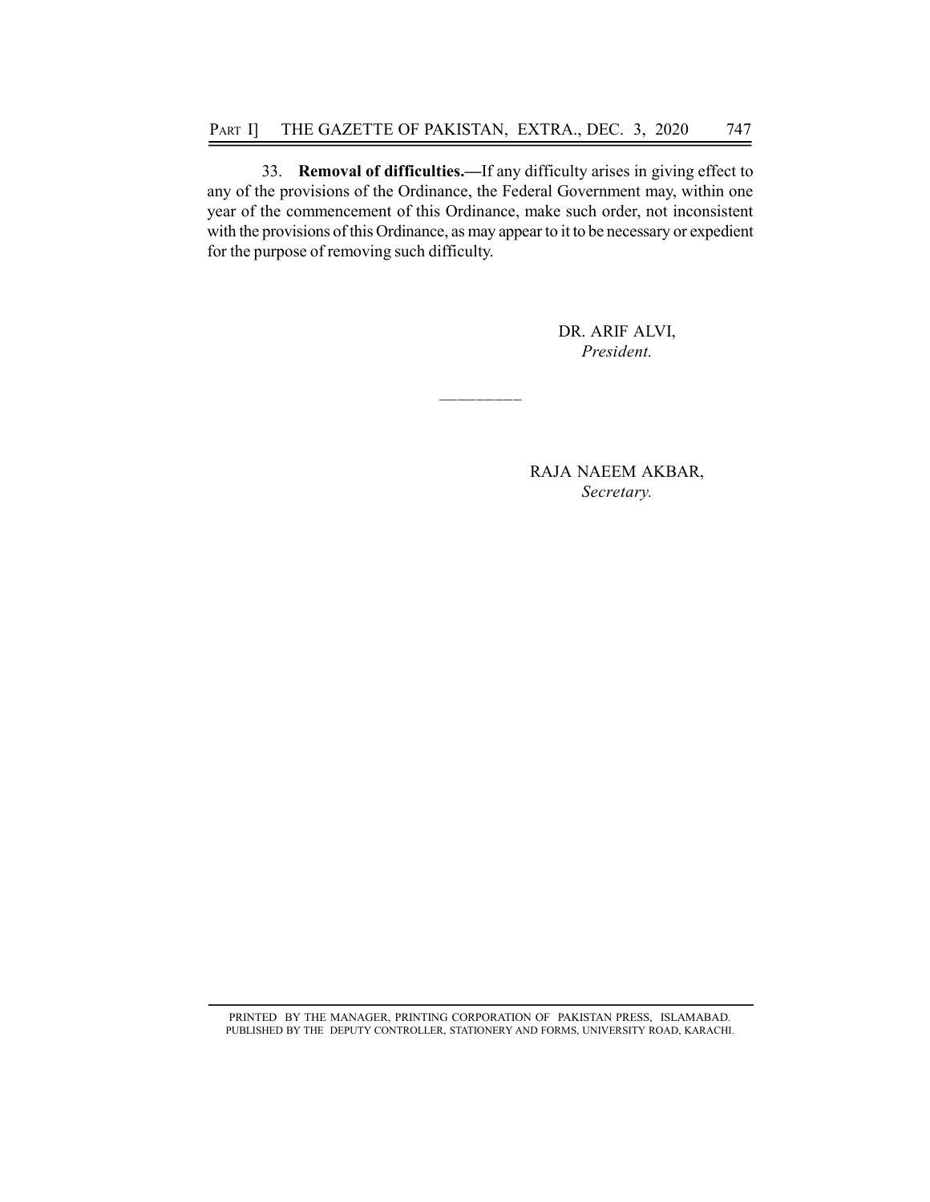33. **Removal of difficulties.—**If any difficulty arises in giving effect to any of the provisions of the Ordinance, the Federal Government may, within one year of the commencement of this Ordinance, make such order, not inconsistent with the provisions of this Ordinance, as may appear to it to be necessary or expedient for the purpose of removing such difficulty.

DR. ARIF ALVI,
*President.*

---

RAJA NAEEM AKBAR,
*Secretary.*

PRINTED BY THE MANAGER, PRINTING CORPORATION OF PAKISTAN PRESS, ISLAMABAD.
PUBLISHED BY THE DEPUTY CONTROLLER, STATIONERY AND FORMS, UNIVERSITY ROAD, KARACHI.